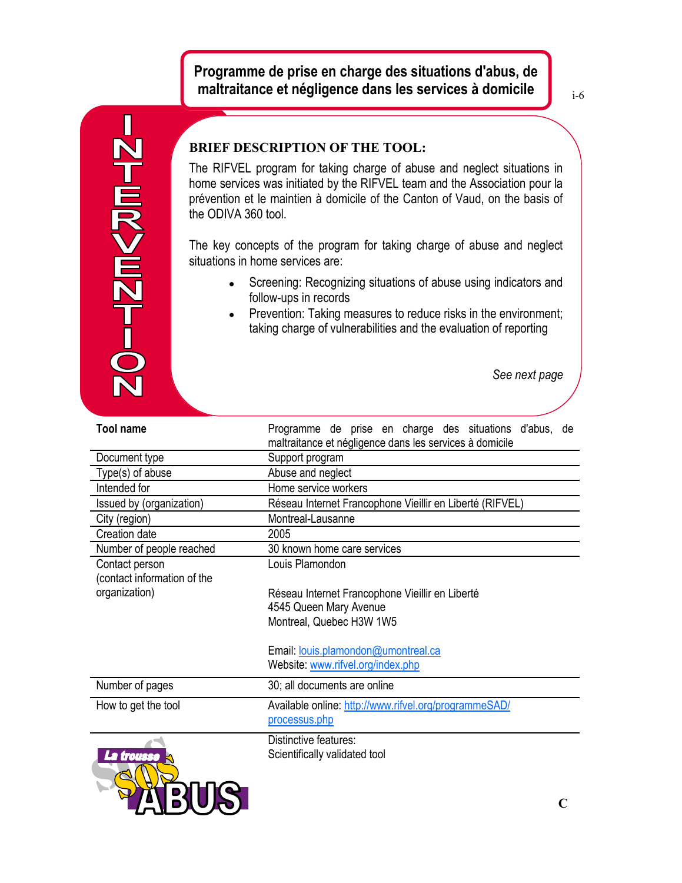# Programme de prise en charge des situations d'abus, de maltraitance et négligence dans les services à domicile

INTERVENTION

### BRIEF DESCRIPTION OF THE TOOL:

The RIFVEL program for taking charge of abuse and neglect situations in home services was initiated by the RIFVEL team and the Association pour la prévention et le maintien à domicile of the Canton of Vaud, on the basis of the ODIVA 360 tool.

The key concepts of the program for taking charge of abuse and neglect situations in home services are:

- Screening: Recognizing situations of abuse using indicators and follow-ups in records
- Prevention: Taking measures to reduce risks in the environment; taking charge of vulnerabilities and the evaluation of reporting

*See next page*

| **Tool name** | Programme de prise en charge des situations d'abus, de maltraitance et négligence dans les services à domicile |
|---|---|
| Document type | Support program |
| Type(s) of abuse | Abuse and neglect |
| Intended for | Home service workers |
| Issued by (organization) | Réseau Internet Francophone Vieillir en Liberté (RIFVEL) |
| City (region) | Montreal-Lausanne |
| Creation date | 2005 |
| Number of people reached | 30 known home care services |
| Contact person (contact information of the organization) | Louis Plamondon<br><br>Réseau Internet Francophone Vieillir en Liberté<br>4545 Queen Mary Avenue<br>Montreal, Quebec H3W 1W5<br><br>Email: louis.plamondon@umontreal.ca<br>Website: www.rifvel.org/index.php |
| Number of pages | 30; all documents are online |
| How to get the tool | Available online: http://www.rifvel.org/programmeSAD/processus.php |
| | Distinctive features:<br>Scientifically validated tool |

La trousse SOS ABUS

C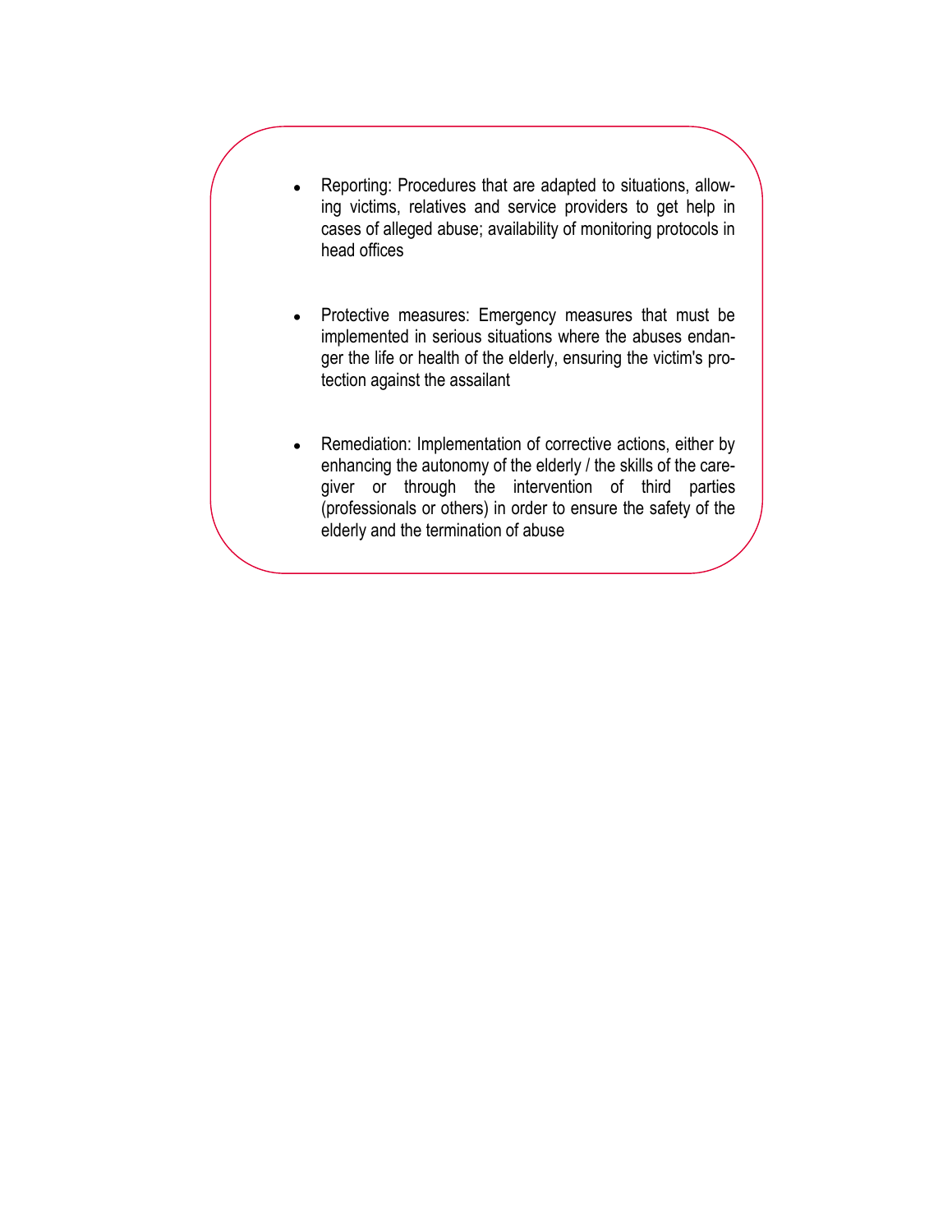- Reporting: Procedures that are adapted to situations, allowing victims, relatives and service providers to get help in cases of alleged abuse; availability of monitoring protocols in head offices

- Protective measures: Emergency measures that must be implemented in serious situations where the abuses endanger the life or health of the elderly, ensuring the victim's protection against the assailant

- Remediation: Implementation of corrective actions, either by enhancing the autonomy of the elderly / the skills of the caregiver or through the intervention of third parties (professionals or others) in order to ensure the safety of the elderly and the termination of abuse